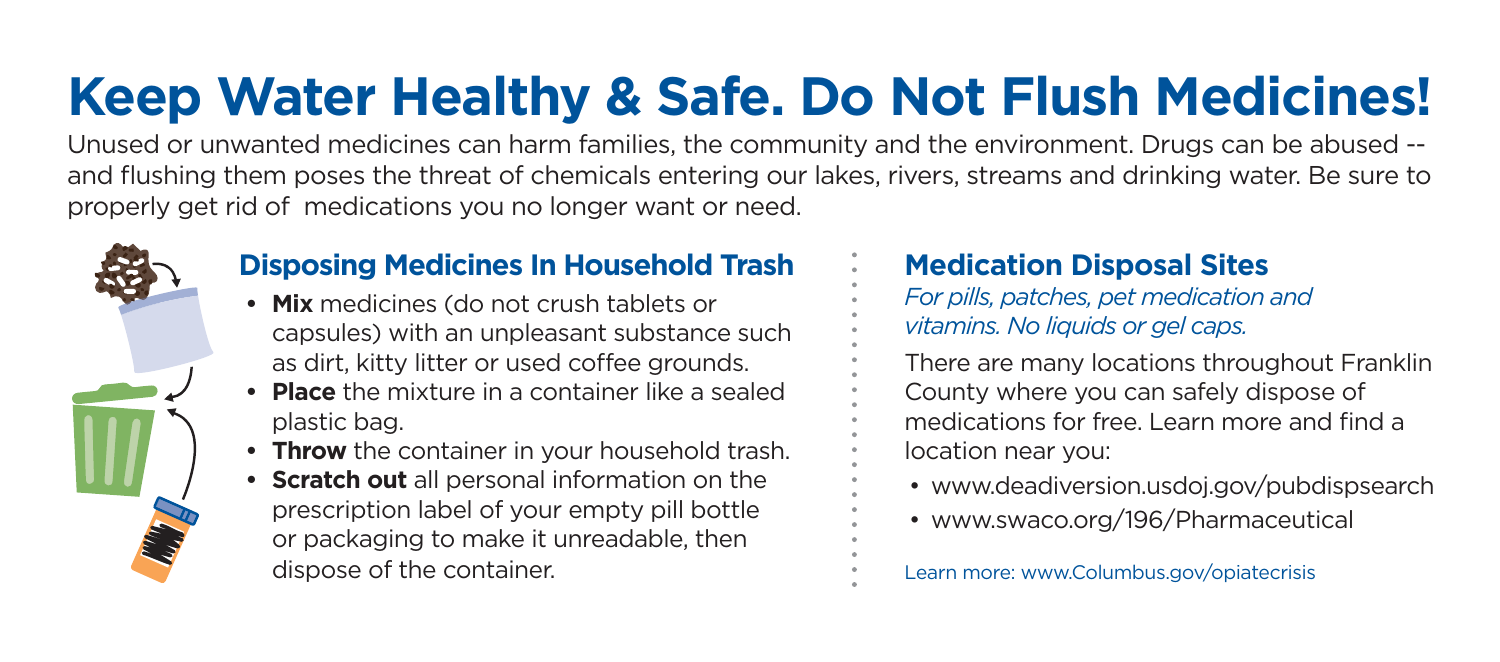# Keep Water Healthy & Safe. Do Not Flush Medicines!

Unused or unwanted medicines can harm families, the community and the environment. Drugs can be abused -- and flushing them poses the threat of chemicals entering our lakes, rivers, streams and drinking water. Be sure to properly get rid of  medications you no longer want or need.

## Disposing Medicines In Household Trash

- **Mix** medicines (do not crush tablets or capsules) with an unpleasant substance such as dirt, kitty litter or used coffee grounds.
- **Place** the mixture in a container like a sealed plastic bag.
- **Throw** the container in your household trash.
- **Scratch out** all personal information on the prescription label of your empty pill bottle or packaging to make it unreadable, then dispose of the container.

## Medication Disposal Sites

*For pills, patches, pet medication and vitamins. No liquids or gel caps.*

There are many locations throughout Franklin County where you can safely dispose of medications for free. Learn more and find a location near you:

- www.deadiversion.usdoj.gov/pubdispsearch
- www.swaco.org/196/Pharmaceutical

Learn more: www.Columbus.gov/opiatecrisis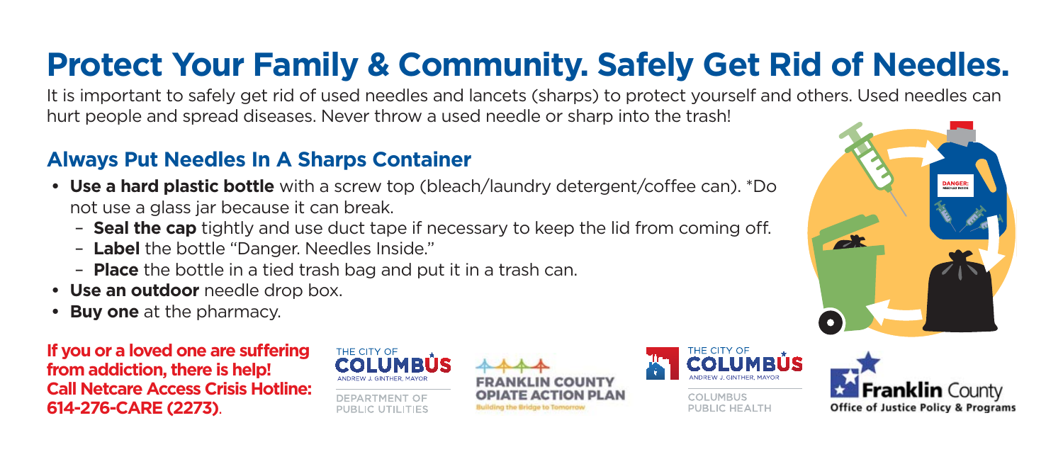# Protect Your Family & Community. Safely Get Rid of Needles.

It is important to safely get rid of used needles and lancets (sharps) to protect yourself and others. Used needles can hurt people and spread diseases. Never throw a used needle or sharp into the trash!

## Always Put Needles In A Sharps Container

- **Use a hard plastic bottle** with a screw top (bleach/laundry detergent/coffee can). *Do not use a glass jar because it can break.
  - **Seal the cap** tightly and use duct tape if necessary to keep the lid from coming off.
  - **Label** the bottle "Danger. Needles Inside."
  - **Place** the bottle in a tied trash bag and put it in a trash can.
- **Use an outdoor** needle drop box.
- **Buy one** at the pharmacy.

**If you or a loved one are suffering from addiction, there is help! Call Netcare Access Crisis Hotline: 614-276-CARE (2273)**.

THE CITY OF COLUMBUS
ANDREW J. GINTHER, MAYOR
DEPARTMENT OF PUBLIC UTILITIES

FRANKLIN COUNTY OPIATE ACTION PLAN
Building the Bridge to Tomorrow

THE CITY OF COLUMBUS
ANDREW J. GINTHER, MAYOR
COLUMBUS PUBLIC HEALTH

Franklin County
Office of Justice Policy & Programs